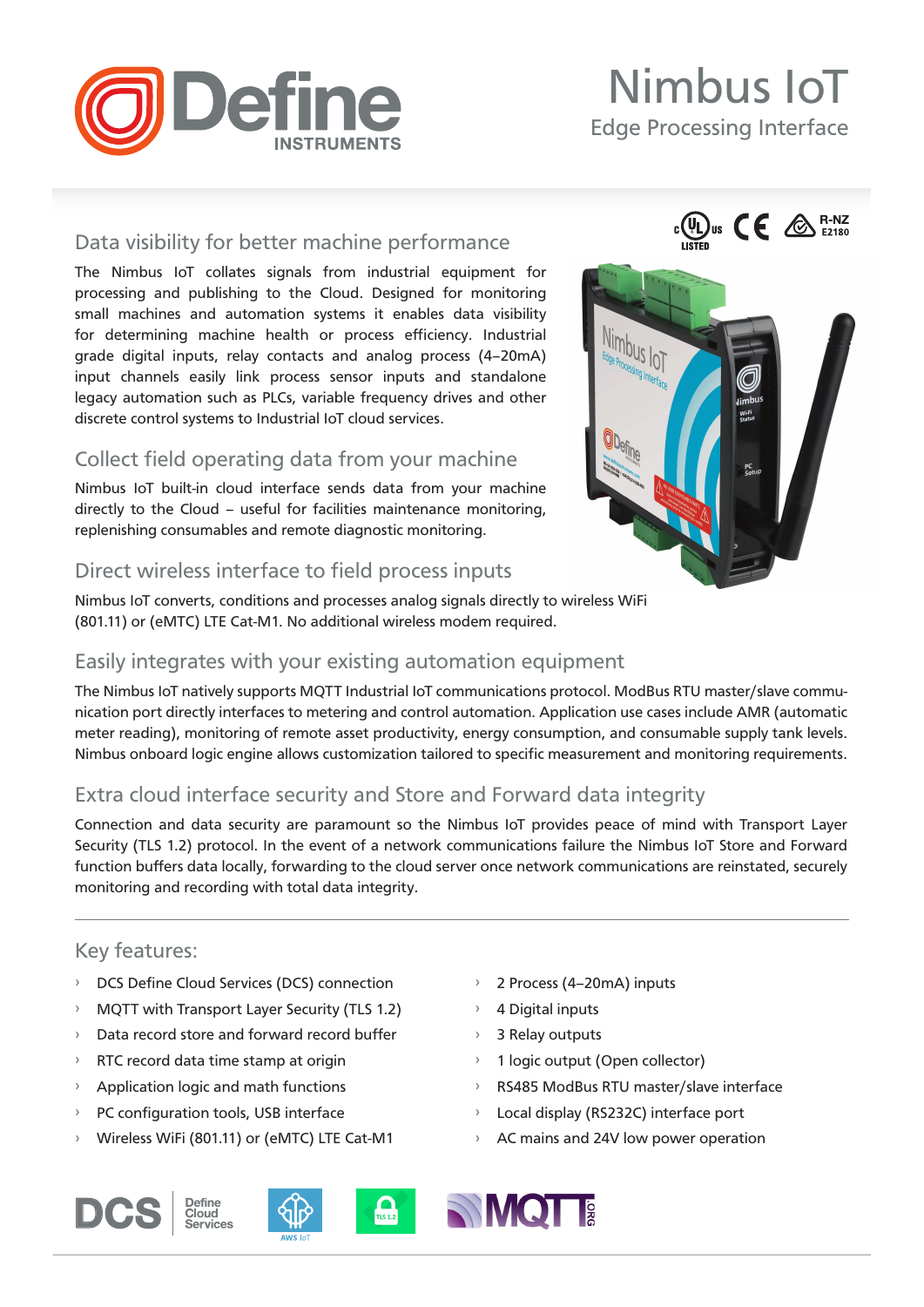# Nimbus IoT

Edge Processing Interface

## Data visibility for better machine performance

The Nimbus IoT collates signals from industrial equipment for processing and publishing to the Cloud. Designed for monitoring small machines and automation systems it enables data visibility for determining machine health or process efficiency. Industrial grade digital inputs, relay contacts and analog process (4–20mA) input channels easily link process sensor inputs and standalone legacy automation such as PLCs, variable frequency drives and other discrete control systems to Industrial IoT cloud services.

## Collect field operating data from your machine

Nimbus IoT built-in cloud interface sends data from your machine directly to the Cloud – useful for facilities maintenance monitoring, replenishing consumables and remote diagnostic monitoring.

## Direct wireless interface to field process inputs

Nimbus IoT converts, conditions and processes analog signals directly to wireless WiFi (801.11) or (eMTC) LTE Cat-M1. No additional wireless modem required.

## Easily integrates with your existing automation equipment

The Nimbus IoT natively supports MQTT Industrial IoT communications protocol. ModBus RTU master/slave communication port directly interfaces to metering and control automation. Application use cases include AMR (automatic meter reading), monitoring of remote asset productivity, energy consumption, and consumable supply tank levels. Nimbus onboard logic engine allows customization tailored to specific measurement and monitoring requirements.

## Extra cloud interface security and Store and Forward data integrity

Connection and data security are paramount so the Nimbus IoT provides peace of mind with Transport Layer Security (TLS 1.2) protocol. In the event of a network communications failure the Nimbus IoT Store and Forward function buffers data locally, forwarding to the cloud server once network communications are reinstated, securely monitoring and recording with total data integrity.

## Key features:

- DCS Define Cloud Services (DCS) connection
- MQTT with Transport Layer Security (TLS 1.2)
- Data record store and forward record buffer
- RTC record data time stamp at origin
- Application logic and math functions
- PC configuration tools, USB interface
- Wireless WiFi (801.11) or (eMTC) LTE Cat-M1
- 2 Process (4–20mA) inputs
- 4 Digital inputs
- 3 Relay outputs
- 1 logic output (Open collector)
- RS485 ModBus RTU master/slave interface
- Local display (RS232C) interface port
- AC mains and 24V low power operation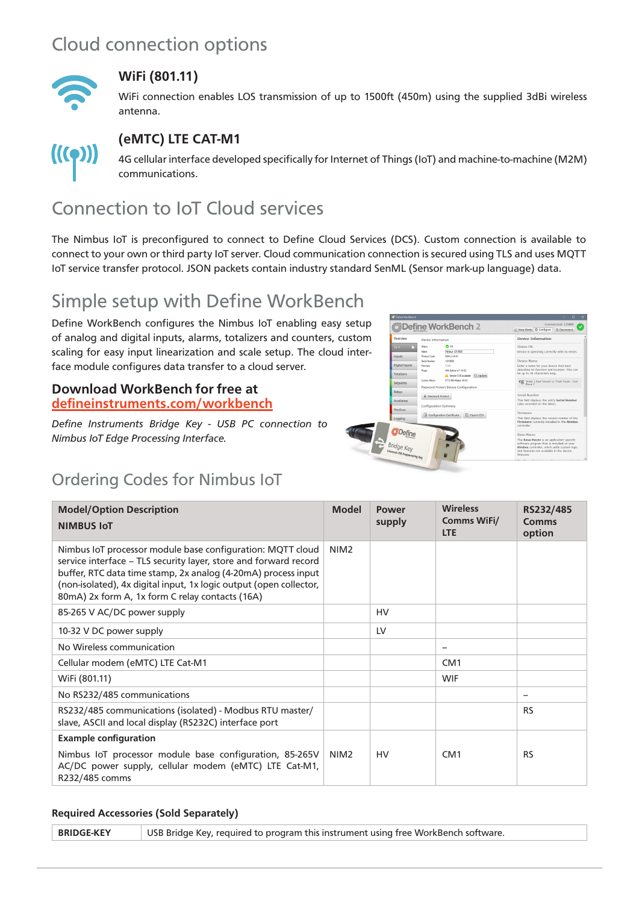# Cloud connection options

### WiFi (801.11)

WiFi connection enables LOS transmission of up to 1500ft (450m) using the supplied 3dBi wireless antenna.

### (eMTC) LTE CAT-M1

4G cellular interface developed specifically for Internet of Things (IoT) and machine-to-machine (M2M) communications.

# Connection to IoT Cloud services

The Nimbus IoT is preconfigured to connect to Define Cloud Services (DCS). Custom connection is available to connect to your own or third party IoT server. Cloud communication connection is secured using TLS and uses MQTT IoT service transfer protocol. JSON packets contain industry standard SenML (Sensor mark-up language) data.

# Simple setup with Define WorkBench

Define WorkBench configures the Nimbus IoT enabling easy setup of analog and digital inputs, alarms, totalizers and counters, custom scaling for easy input linearization and scale setup. The cloud interface module configures data transfer to a cloud server.

### Download WorkBench for free at
### defineinstruments.com/workbench

*Define Instruments Bridge Key - USB PC connection to Nimbus IoT Edge Processing Interface.*

# Ordering Codes for Nimbus IoT

| Model/Option Description<br>**NIMBUS IoT** | Model | Power supply | Wireless Comms WiFi/ LTE | RS232/485 Comms option |
|---|---|---|---|---|
| Nimbus IoT processor module base configuration: MQTT cloud service interface – TLS security layer, store and forward record buffer, RTC data time stamp, 2x analog (4-20mA) process input (non-isolated), 4x digital input, 1x logic output (open collector, 80mA) 2x form A, 1x form C relay contacts (16A) | NIM2 | | | |
| 85-265 V AC/DC power supply | | HV | | |
| 10-32 V DC power supply | | LV | | |
| No Wireless communication | | | – | |
| Cellular modem (eMTC) LTE Cat-M1 | | | CM1 | |
| WiFi (801.11) | | | WIF | |
| No RS232/485 communications | | | | – |
| RS232/485 communications (isolated) - Modbus RTU master/ slave, ASCII and local display (RS232C) interface port | | | | RS |
| **Example configuration**<br>Nimbus IoT processor module base configuration, 85-265V AC/DC power supply, cellular modem (eMTC) LTE Cat-M1, R232/485 comms | NIM2 | HV | CM1 | RS |

### Required Accessories (Sold Separately)

| **BRIDGE-KEY** | USB Bridge Key, required to program this instrument using free WorkBench software. |
|---|---|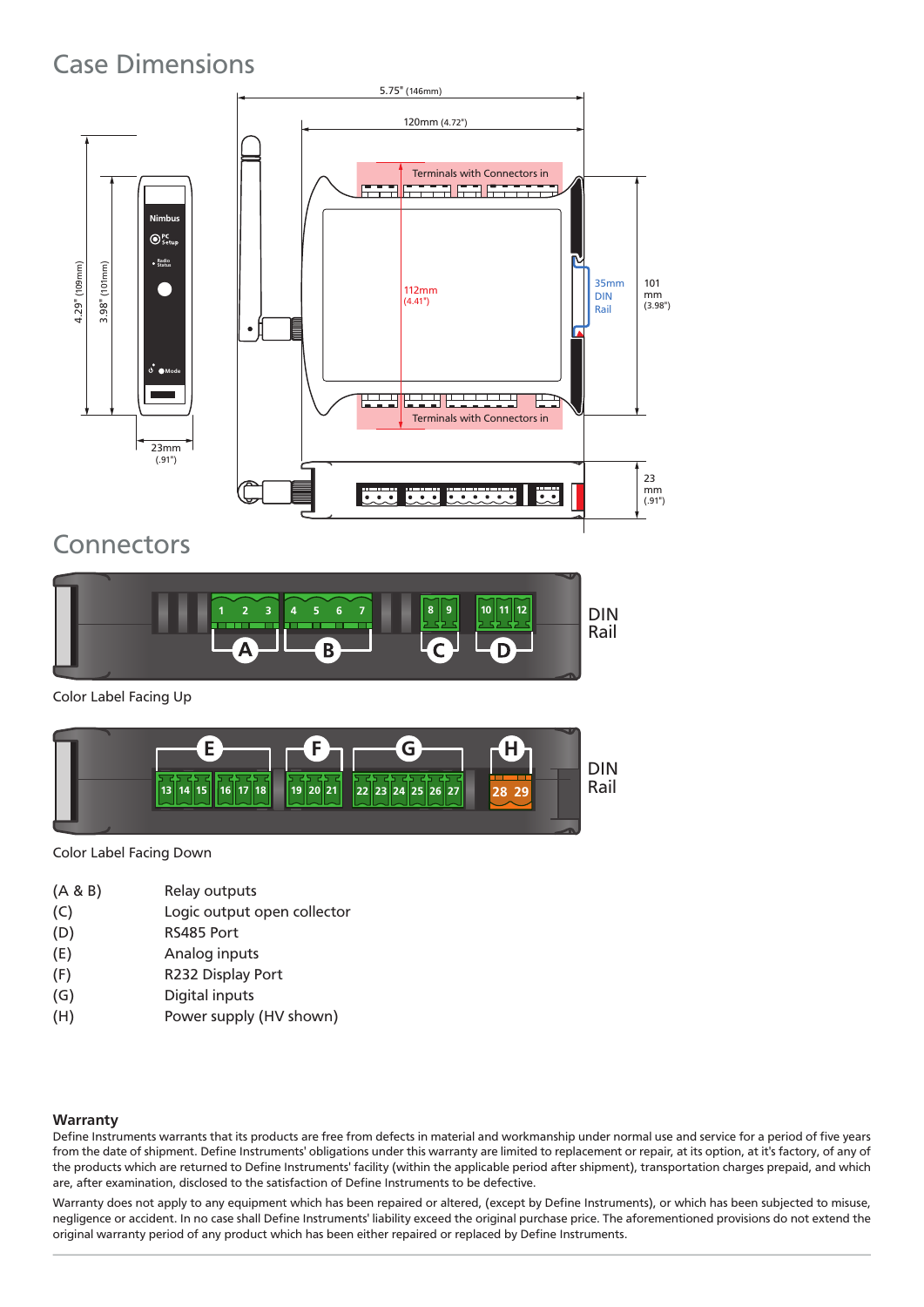## Case Dimensions

5.75" (146mm)

120mm (4.72")

Terminals with Connectors in

112mm (4.41")

35mm DIN Rail

101 mm (3.98")

4.29" (109mm)

3.98" (101mm)

23mm (.91")

23 mm (.91")

Terminals with Connectors in

## Connectors

DIN Rail

Color Label Facing Up

DIN Rail

Color Label Facing Down

| | |
|---|---|
| (A & B) | Relay outputs |
| (C) | Logic output open collector |
| (D) | RS485 Port |
| (E) | Analog inputs |
| (F) | R232 Display Port |
| (G) | Digital inputs |
| (H) | Power supply (HV shown) |

### Warranty

Define Instruments warrants that its products are free from defects in material and workmanship under normal use and service for a period of five years from the date of shipment. Define Instruments' obligations under this warranty are limited to replacement or repair, at its option, at it's factory, of any of the products which are returned to Define Instruments' facility (within the applicable period after shipment), transportation charges prepaid, and which are, after examination, disclosed to the satisfaction of Define Instruments to be defective.

Warranty does not apply to any equipment which has been repaired or altered, (except by Define Instruments), or which has been subjected to misuse, negligence or accident. In no case shall Define Instruments' liability exceed the original purchase price. The aforementioned provisions do not extend the original warranty period of any product which has been either repaired or replaced by Define Instruments.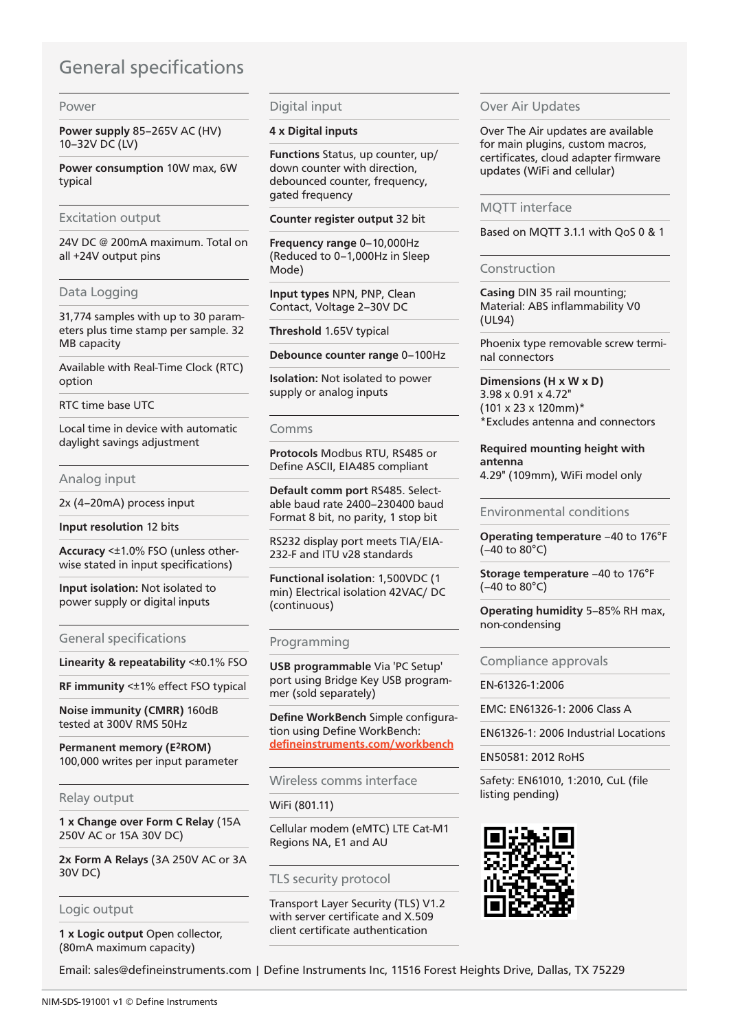# General specifications

## Power

**Power supply** 85–265V AC (HV) 10–32V DC (LV)

**Power consumption** 10W max, 6W typical

## Excitation output

24V DC @ 200mA maximum. Total on all +24V output pins

## Data Logging

31,774 samples with up to 30 parameters plus time stamp per sample. 32 MB capacity

Available with Real-Time Clock (RTC) option

RTC time base UTC

Local time in device with automatic daylight savings adjustment

## Analog input

2x (4–20mA) process input

**Input resolution** 12 bits

**Accuracy** <±1.0% FSO (unless otherwise stated in input specifications)

**Input isolation:** Not isolated to power supply or digital inputs

## General specifications

**Linearity & repeatability** <±0.1% FSO

**RF immunity** <±1% effect FSO typical

**Noise immunity (CMRR)** 160dB tested at 300V RMS 50Hz

**Permanent memory (E²ROM)** 100,000 writes per input parameter

## Relay output

**1 x Change over Form C Relay** (15A 250V AC or 15A 30V DC)

**2x Form A Relays** (3A 250V AC or 3A 30V DC)

## Logic output

**1 x Logic output** Open collector, (80mA maximum capacity)

## Digital input

**4 x Digital inputs**

**Functions** Status, up counter, up/down counter with direction, debounced counter, frequency, gated frequency

**Counter register output** 32 bit

**Frequency range** 0–10,000Hz (Reduced to 0–1,000Hz in Sleep Mode)

**Input types** NPN, PNP, Clean Contact, Voltage 2–30V DC

**Threshold** 1.65V typical

**Debounce counter range** 0–100Hz

**Isolation:** Not isolated to power supply or analog inputs

## Comms

**Protocols** Modbus RTU, RS485 or Define ASCII, EIA485 compliant

**Default comm port** RS485. Selectable baud rate 2400–230400 baud Format 8 bit, no parity, 1 stop bit

RS232 display port meets TIA/EIA-232-F and ITU v28 standards

**Functional isolation**: 1,500VDC (1 min) Electrical isolation 42VAC/ DC (continuous)

## Programming

**USB programmable** Via 'PC Setup' port using Bridge Key USB programmer (sold separately)

**Define WorkBench** Simple configuration using Define WorkBench: defineinstruments.com/workbench

## Wireless comms interface

WiFi (801.11)

Cellular modem (eMTC) LTE Cat-M1 Regions NA, E1 and AU

## TLS security protocol

Transport Layer Security (TLS) V1.2 with server certificate and X.509 client certificate authentication

## Over Air Updates

Over The Air updates are available for main plugins, custom macros, certificates, cloud adapter firmware updates (WiFi and cellular)

## MQTT interface

Based on MQTT 3.1.1 with QoS 0 & 1

## Construction

**Casing** DIN 35 rail mounting; Material: ABS inflammability V0 (UL94)

Phoenix type removable screw terminal connectors

**Dimensions (H x W x D)**
3.98 x 0.91 x 4.72"
(101 x 23 x 120mm)*
*Excludes antenna and connectors

**Required mounting height with antenna**
4.29" (109mm), WiFi model only

## Environmental conditions

**Operating temperature** –40 to 176°F (–40 to 80°C)

**Storage temperature** –40 to 176°F (–40 to 80°C)

**Operating humidity** 5–85% RH max, non-condensing

## Compliance approvals

EN-61326-1:2006

EMC: EN61326-1: 2006 Class A

EN61326-1: 2006 Industrial Locations

EN50581: 2012 RoHS

Safety: EN61010, 1:2010, CuL (file listing pending)

Email: sales@defineinstruments.com | Define Instruments Inc, 11516 Forest Heights Drive, Dallas, TX 75229

NIM-SDS-191001 v1 © Define Instruments